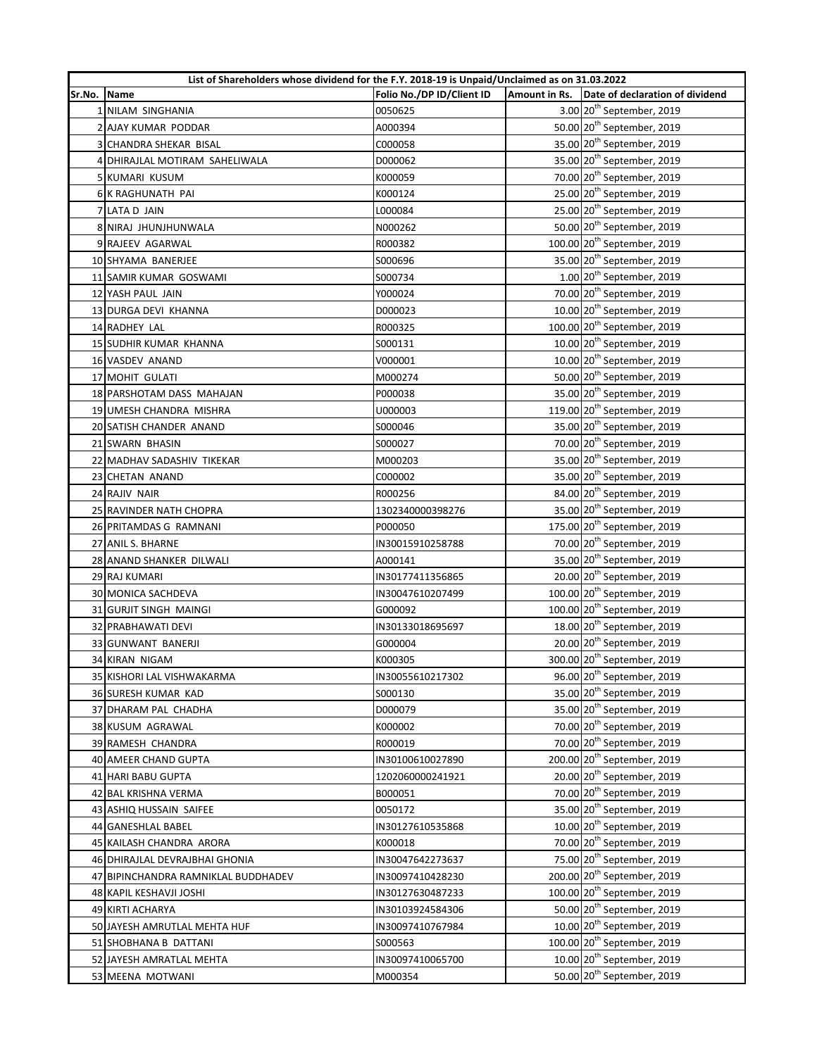| List of Shareholders whose dividend for the F.Y. 2018-19 is Unpaid/Unclaimed as on 31.03.2022 | | | | |
|---|---|---|---|---|
| Sr.No. | Name | Folio No./DP ID/Client ID | Amount in Rs. | Date of declaration of dividend |
| 1 | NILAM SINGHANIA | 0050625 | 3.00 | 20th September, 2019 |
| 2 | AJAY KUMAR PODDAR | A000394 | 50.00 | 20th September, 2019 |
| 3 | CHANDRA SHEKAR BISAL | C000058 | 35.00 | 20th September, 2019 |
| 4 | DHIRAJLAL MOTIRAM SAHELIWALA | D000062 | 35.00 | 20th September, 2019 |
| 5 | KUMARI KUSUM | K000059 | 70.00 | 20th September, 2019 |
| 6 | K RAGHUNATH PAI | K000124 | 25.00 | 20th September, 2019 |
| 7 | LATA D JAIN | L000084 | 25.00 | 20th September, 2019 |
| 8 | NIRAJ JHUNJHUNWALA | N000262 | 50.00 | 20th September, 2019 |
| 9 | RAJEEV AGARWAL | R000382 | 100.00 | 20th September, 2019 |
| 10 | SHYAMA BANERJEE | S000696 | 35.00 | 20th September, 2019 |
| 11 | SAMIR KUMAR GOSWAMI | S000734 | 1.00 | 20th September, 2019 |
| 12 | YASH PAUL JAIN | Y000024 | 70.00 | 20th September, 2019 |
| 13 | DURGA DEVI KHANNA | D000023 | 10.00 | 20th September, 2019 |
| 14 | RADHEY LAL | R000325 | 100.00 | 20th September, 2019 |
| 15 | SUDHIR KUMAR KHANNA | S000131 | 10.00 | 20th September, 2019 |
| 16 | VASDEV ANAND | V000001 | 10.00 | 20th September, 2019 |
| 17 | MOHIT GULATI | M000274 | 50.00 | 20th September, 2019 |
| 18 | PARSHOTAM DASS MAHAJAN | P000038 | 35.00 | 20th September, 2019 |
| 19 | UMESH CHANDRA MISHRA | U000003 | 119.00 | 20th September, 2019 |
| 20 | SATISH CHANDER ANAND | S000046 | 35.00 | 20th September, 2019 |
| 21 | SWARN BHASIN | S000027 | 70.00 | 20th September, 2019 |
| 22 | MADHAV SADASHIV TIKEKAR | M000203 | 35.00 | 20th September, 2019 |
| 23 | CHETAN ANAND | C000002 | 35.00 | 20th September, 2019 |
| 24 | RAJIV NAIR | R000256 | 84.00 | 20th September, 2019 |
| 25 | RAVINDER NATH CHOPRA | 1302340000398276 | 35.00 | 20th September, 2019 |
| 26 | PRITAMDAS G RAMNANI | P000050 | 175.00 | 20th September, 2019 |
| 27 | ANIL S. BHARNE | IN30015910258788 | 70.00 | 20th September, 2019 |
| 28 | ANAND SHANKER DILWALI | A000141 | 35.00 | 20th September, 2019 |
| 29 | RAJ KUMARI | IN30177411356865 | 20.00 | 20th September, 2019 |
| 30 | MONICA SACHDEVA | IN30047610207499 | 100.00 | 20th September, 2019 |
| 31 | GURJIT SINGH MAINGI | G000092 | 100.00 | 20th September, 2019 |
| 32 | PRABHAWATI DEVI | IN30133018695697 | 18.00 | 20th September, 2019 |
| 33 | GUNWANT BANERJI | G000004 | 20.00 | 20th September, 2019 |
| 34 | KIRAN NIGAM | K000305 | 300.00 | 20th September, 2019 |
| 35 | KISHORI LAL VISHWAKARMA | IN30055610217302 | 96.00 | 20th September, 2019 |
| 36 | SURESH KUMAR KAD | S000130 | 35.00 | 20th September, 2019 |
| 37 | DHARAM PAL CHADHA | D000079 | 35.00 | 20th September, 2019 |
| 38 | KUSUM AGRAWAL | K000002 | 70.00 | 20th September, 2019 |
| 39 | RAMESH CHANDRA | R000019 | 70.00 | 20th September, 2019 |
| 40 | AMEER CHAND GUPTA | IN30100610027890 | 200.00 | 20th September, 2019 |
| 41 | HARI BABU GUPTA | 1202060000241921 | 20.00 | 20th September, 2019 |
| 42 | BAL KRISHNA VERMA | B000051 | 70.00 | 20th September, 2019 |
| 43 | ASHIQ HUSSAIN SAIFEE | 0050172 | 35.00 | 20th September, 2019 |
| 44 | GANESHLAL BABEL | IN30127610535868 | 10.00 | 20th September, 2019 |
| 45 | KAILASH CHANDRA ARORA | K000018 | 70.00 | 20th September, 2019 |
| 46 | DHIRAJLAL DEVRAJBHAI GHONIA | IN30047642273637 | 75.00 | 20th September, 2019 |
| 47 | BIPINCHANDRA RAMNIKLAL BUDDHADEV | IN30097410428230 | 200.00 | 20th September, 2019 |
| 48 | KAPIL KESHAVJI JOSHI | IN30127630487233 | 100.00 | 20th September, 2019 |
| 49 | KIRTI ACHARYA | IN30103924584306 | 50.00 | 20th September, 2019 |
| 50 | JAYESH AMRUTLAL MEHTA HUF | IN30097410767984 | 10.00 | 20th September, 2019 |
| 51 | SHOBHANA B DATTANI | S000563 | 100.00 | 20th September, 2019 |
| 52 | JAYESH AMRATLAL MEHTA | IN30097410065700 | 10.00 | 20th September, 2019 |
| 53 | MEENA MOTWANI | M000354 | 50.00 | 20th September, 2019 |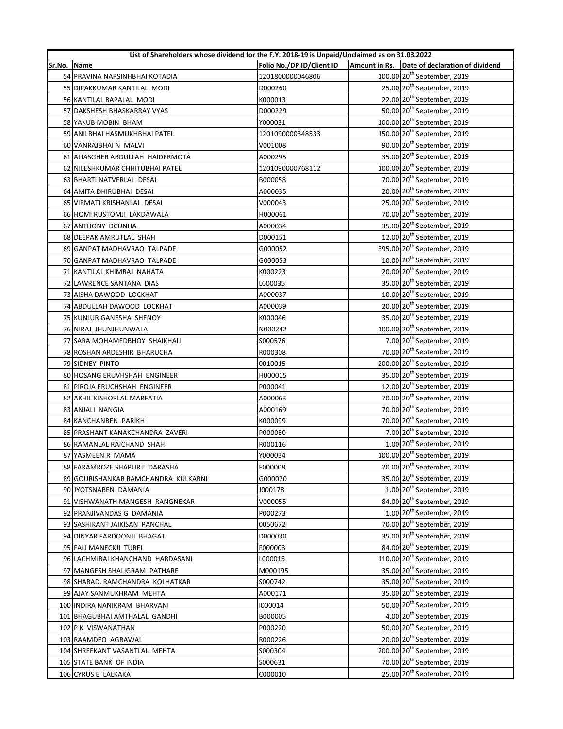| List of Shareholders whose dividend for the F.Y. 2018-19 is Unpaid/Unclaimed as on 31.03.2022 | | | | |
|---|---|---|---|---|
| Sr.No. | Name | Folio No./DP ID/Client ID | Amount in Rs. | Date of declaration of dividend |
| 54 | PRAVINA NARSINHBHAI KOTADIA | 1201800000046806 | 100.00 | 20th September, 2019 |
| 55 | DIPAKKUMAR KANTILAL MODI | D000260 | 25.00 | 20th September, 2019 |
| 56 | KANTILAL BAPALAL MODI | K000013 | 22.00 | 20th September, 2019 |
| 57 | DAKSHESH BHASKARRAY VYAS | D000229 | 50.00 | 20th September, 2019 |
| 58 | YAKUB MOBIN BHAM | Y000031 | 100.00 | 20th September, 2019 |
| 59 | ANILBHAI HASMUKHBHAI PATEL | 1201090000348533 | 150.00 | 20th September, 2019 |
| 60 | VANRAJBHAI N MALVI | V001008 | 90.00 | 20th September, 2019 |
| 61 | ALIASGHER ABDULLAH HAIDERMOTA | A000295 | 35.00 | 20th September, 2019 |
| 62 | NILESHKUMAR CHHITUBHAI PATEL | 1201090000768112 | 100.00 | 20th September, 2019 |
| 63 | BHARTI NATVERLAL DESAI | B000058 | 70.00 | 20th September, 2019 |
| 64 | AMITA DHIRUBHAI DESAI | A000035 | 20.00 | 20th September, 2019 |
| 65 | VIRMATI KRISHANLAL DESAI | V000043 | 25.00 | 20th September, 2019 |
| 66 | HOMI RUSTOMJI LAKDAWALA | H000061 | 70.00 | 20th September, 2019 |
| 67 | ANTHONY DCUNHA | A000034 | 35.00 | 20th September, 2019 |
| 68 | DEEPAK AMRUTLAL SHAH | D000151 | 12.00 | 20th September, 2019 |
| 69 | GANPAT MADHAVRAO TALPADE | G000052 | 395.00 | 20th September, 2019 |
| 70 | GANPAT MADHAVRAO TALPADE | G000053 | 10.00 | 20th September, 2019 |
| 71 | KANTILAL KHIMRAJ NAHATA | K000223 | 20.00 | 20th September, 2019 |
| 72 | LAWRENCE SANTANA DIAS | L000035 | 35.00 | 20th September, 2019 |
| 73 | AISHA DAWOOD LOCKHAT | A000037 | 10.00 | 20th September, 2019 |
| 74 | ABDULLAH DAWOOD LOCKHAT | A000039 | 20.00 | 20th September, 2019 |
| 75 | KUNJUR GANESHA SHENOY | K000046 | 35.00 | 20th September, 2019 |
| 76 | NIRAJ JHUNJHUNWALA | N000242 | 100.00 | 20th September, 2019 |
| 77 | SARA MOHAMEDBHOY SHAIKHALI | S000576 | 7.00 | 20th September, 2019 |
| 78 | ROSHAN ARDESHIR BHARUCHA | R000308 | 70.00 | 20th September, 2019 |
| 79 | SIDNEY PINTO | 0010015 | 200.00 | 20th September, 2019 |
| 80 | HOSANG ERUVHSHAH ENGINEER | H000015 | 35.00 | 20th September, 2019 |
| 81 | PIROJA ERUCHSHAH ENGINEER | P000041 | 12.00 | 20th September, 2019 |
| 82 | AKHIL KISHORLAL MARFATIA | A000063 | 70.00 | 20th September, 2019 |
| 83 | ANJALI NANGIA | A000169 | 70.00 | 20th September, 2019 |
| 84 | KANCHANBEN PARIKH | K000099 | 70.00 | 20th September, 2019 |
| 85 | PRASHANT KANAKCHANDRA ZAVERI | P000080 | 7.00 | 20th September, 2019 |
| 86 | RAMANLAL RAICHAND SHAH | R000116 | 1.00 | 20th September, 2019 |
| 87 | YASMEEN R MAMA | Y000034 | 100.00 | 20th September, 2019 |
| 88 | FARAMROZE SHAPURJI DARASHA | F000008 | 20.00 | 20th September, 2019 |
| 89 | GOURISHANKAR RAMCHANDRA KULKARNI | G000070 | 35.00 | 20th September, 2019 |
| 90 | JYOTSNABEN DAMANIA | J000178 | 1.00 | 20th September, 2019 |
| 91 | VISHWANATH MANGESH RANGNEKAR | V000055 | 84.00 | 20th September, 2019 |
| 92 | PRANJIVANDAS G DAMANIA | P000273 | 1.00 | 20th September, 2019 |
| 93 | SASHIKANT JAIKISAN PANCHAL | 0050672 | 70.00 | 20th September, 2019 |
| 94 | DINYAR FARDOONJI BHAGAT | D000030 | 35.00 | 20th September, 2019 |
| 95 | FALI MANECKJI TUREL | F000003 | 84.00 | 20th September, 2019 |
| 96 | LACHMIBAI KHANCHAND HARDASANI | L000015 | 110.00 | 20th September, 2019 |
| 97 | MANGESH SHALIGRAM PATHARE | M000195 | 35.00 | 20th September, 2019 |
| 98 | SHARAD. RAMCHANDRA KOLHATKAR | S000742 | 35.00 | 20th September, 2019 |
| 99 | AJAY SANMUKHRAM MEHTA | A000171 | 35.00 | 20th September, 2019 |
| 100 | INDIRA NANIKRAM BHARVANI | I000014 | 50.00 | 20th September, 2019 |
| 101 | BHAGUBHAI AMTHALAL GANDHI | B000005 | 4.00 | 20th September, 2019 |
| 102 | P K VISWANATHAN | P000220 | 50.00 | 20th September, 2019 |
| 103 | RAAMDEO AGRAWAL | R000226 | 20.00 | 20th September, 2019 |
| 104 | SHREEKANT VASANTLAL MEHTA | S000304 | 200.00 | 20th September, 2019 |
| 105 | STATE BANK OF INDIA | S000631 | 70.00 | 20th September, 2019 |
| 106 | CYRUS E LALKAKA | C000010 | 25.00 | 20th September, 2019 |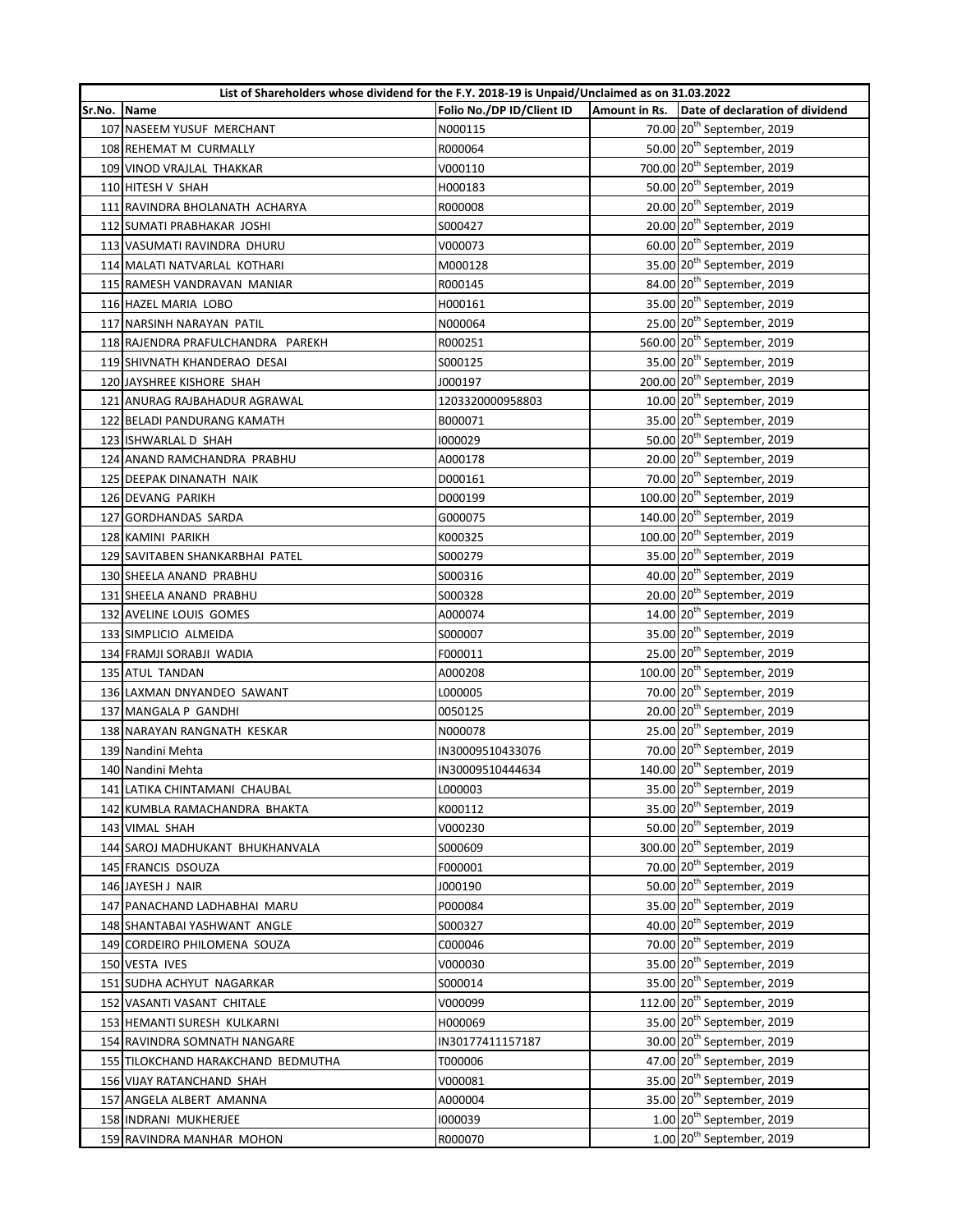| List of Shareholders whose dividend for the F.Y. 2018-19 is Unpaid/Unclaimed as on 31.03.2022 | | | | |
|---|---|---|---|---|
| Sr.No. | Name | Folio No./DP ID/Client ID | Amount in Rs. | Date of declaration of dividend |
| 107 | NASEEM YUSUF MERCHANT | N000115 | 70.00 | 20th September, 2019 |
| 108 | REHEMAT M CURMALLY | R000064 | 50.00 | 20th September, 2019 |
| 109 | VINOD VRAJLAL THAKKAR | V000110 | 700.00 | 20th September, 2019 |
| 110 | HITESH V SHAH | H000183 | 50.00 | 20th September, 2019 |
| 111 | RAVINDRA BHOLANATH ACHARYA | R000008 | 20.00 | 20th September, 2019 |
| 112 | SUMATI PRABHAKAR JOSHI | S000427 | 20.00 | 20th September, 2019 |
| 113 | VASUMATI RAVINDRA DHURU | V000073 | 60.00 | 20th September, 2019 |
| 114 | MALATI NATVARLAL KOTHARI | M000128 | 35.00 | 20th September, 2019 |
| 115 | RAMESH VANDRAVAN MANIAR | R000145 | 84.00 | 20th September, 2019 |
| 116 | HAZEL MARIA LOBO | H000161 | 35.00 | 20th September, 2019 |
| 117 | NARSINH NARAYAN PATIL | N000064 | 25.00 | 20th September, 2019 |
| 118 | RAJENDRA PRAFULCHANDRA PAREKH | R000251 | 560.00 | 20th September, 2019 |
| 119 | SHIVNATH KHANDERAO DESAI | S000125 | 35.00 | 20th September, 2019 |
| 120 | JAYSHREE KISHORE SHAH | J000197 | 200.00 | 20th September, 2019 |
| 121 | ANURAG RAJBAHADUR AGRAWAL | 1203320000958803 | 10.00 | 20th September, 2019 |
| 122 | BELADI PANDURANG KAMATH | B000071 | 35.00 | 20th September, 2019 |
| 123 | ISHWARLAL D SHAH | I000029 | 50.00 | 20th September, 2019 |
| 124 | ANAND RAMCHANDRA PRABHU | A000178 | 20.00 | 20th September, 2019 |
| 125 | DEEPAK DINANATH NAIK | D000161 | 70.00 | 20th September, 2019 |
| 126 | DEVANG PARIKH | D000199 | 100.00 | 20th September, 2019 |
| 127 | GORDHANDAS SARDA | G000075 | 140.00 | 20th September, 2019 |
| 128 | KAMINI PARIKH | K000325 | 100.00 | 20th September, 2019 |
| 129 | SAVITABEN SHANKARBHAI PATEL | S000279 | 35.00 | 20th September, 2019 |
| 130 | SHEELA ANAND PRABHU | S000316 | 40.00 | 20th September, 2019 |
| 131 | SHEELA ANAND PRABHU | S000328 | 20.00 | 20th September, 2019 |
| 132 | AVELINE LOUIS GOMES | A000074 | 14.00 | 20th September, 2019 |
| 133 | SIMPLICIO ALMEIDA | S000007 | 35.00 | 20th September, 2019 |
| 134 | FRAMJI SORABJI WADIA | F000011 | 25.00 | 20th September, 2019 |
| 135 | ATUL TANDAN | A000208 | 100.00 | 20th September, 2019 |
| 136 | LAXMAN DNYANDEO SAWANT | L000005 | 70.00 | 20th September, 2019 |
| 137 | MANGALA P GANDHI | 0050125 | 20.00 | 20th September, 2019 |
| 138 | NARAYAN RANGNATH KESKAR | N000078 | 25.00 | 20th September, 2019 |
| 139 | Nandini Mehta | IN30009510433076 | 70.00 | 20th September, 2019 |
| 140 | Nandini Mehta | IN30009510444634 | 140.00 | 20th September, 2019 |
| 141 | LATIKA CHINTAMANI CHAUBAL | L000003 | 35.00 | 20th September, 2019 |
| 142 | KUMBLA RAMACHANDRA BHAKTA | K000112 | 35.00 | 20th September, 2019 |
| 143 | VIMAL SHAH | V000230 | 50.00 | 20th September, 2019 |
| 144 | SAROJ MADHUKANT BHUKHANVALA | S000609 | 300.00 | 20th September, 2019 |
| 145 | FRANCIS DSOUZA | F000001 | 70.00 | 20th September, 2019 |
| 146 | JAYESH J NAIR | J000190 | 50.00 | 20th September, 2019 |
| 147 | PANACHAND LADHABHAI MARU | P000084 | 35.00 | 20th September, 2019 |
| 148 | SHANTABAI YASHWANT ANGLE | S000327 | 40.00 | 20th September, 2019 |
| 149 | CORDEIRO PHILOMENA SOUZA | C000046 | 70.00 | 20th September, 2019 |
| 150 | VESTA IVES | V000030 | 35.00 | 20th September, 2019 |
| 151 | SUDHA ACHYUT NAGARKAR | S000014 | 35.00 | 20th September, 2019 |
| 152 | VASANTI VASANT CHITALE | V000099 | 112.00 | 20th September, 2019 |
| 153 | HEMANTI SURESH KULKARNI | H000069 | 35.00 | 20th September, 2019 |
| 154 | RAVINDRA SOMNATH NANGARE | IN30177411157187 | 30.00 | 20th September, 2019 |
| 155 | TILOKCHAND HARAKCHAND BEDMUTHA | T000006 | 47.00 | 20th September, 2019 |
| 156 | VIJAY RATANCHAND SHAH | V000081 | 35.00 | 20th September, 2019 |
| 157 | ANGELA ALBERT AMANNA | A000004 | 35.00 | 20th September, 2019 |
| 158 | INDRANI MUKHERJEE | I000039 | 1.00 | 20th September, 2019 |
| 159 | RAVINDRA MANHAR MOHON | R000070 | 1.00 | 20th September, 2019 |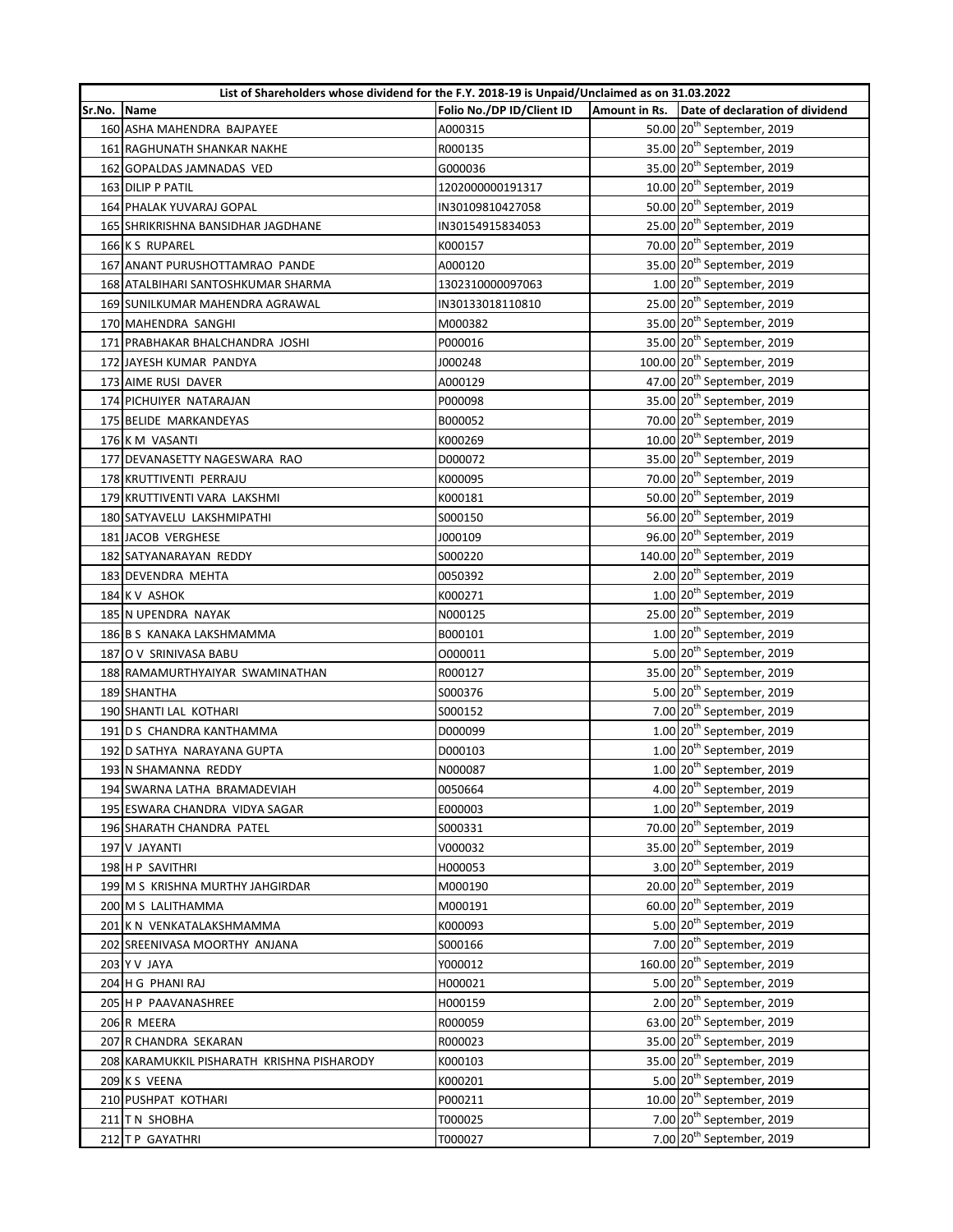| List of Shareholders whose dividend for the F.Y. 2018-19 is Unpaid/Unclaimed as on 31.03.2022 | | | | |
|---|---|---|---|---|
| Sr.No. | Name | Folio No./DP ID/Client ID | Amount in Rs. | Date of declaration of dividend |
| 160 | ASHA MAHENDRA BAJPAYEE | A000315 | 50.00 | 20th September, 2019 |
| 161 | RAGHUNATH SHANKAR NAKHE | R000135 | 35.00 | 20th September, 2019 |
| 162 | GOPALDAS JAMNADAS VED | G000036 | 35.00 | 20th September, 2019 |
| 163 | DILIP P PATIL | 1202000000191317 | 10.00 | 20th September, 2019 |
| 164 | PHALAK YUVARAJ GOPAL | IN30109810427058 | 50.00 | 20th September, 2019 |
| 165 | SHRIKRISHNA BANSIDHAR JAGDHANE | IN30154915834053 | 25.00 | 20th September, 2019 |
| 166 | K S RUPAREL | K000157 | 70.00 | 20th September, 2019 |
| 167 | ANANT PURUSHOTTAMRAO PANDE | A000120 | 35.00 | 20th September, 2019 |
| 168 | ATALBIHARI SANTOSHKUMAR SHARMA | 1302310000097063 | 1.00 | 20th September, 2019 |
| 169 | SUNILKUMAR MAHENDRA AGRAWAL | IN30133018110810 | 25.00 | 20th September, 2019 |
| 170 | MAHENDRA SANGHI | M000382 | 35.00 | 20th September, 2019 |
| 171 | PRABHAKAR BHALCHANDRA JOSHI | P000016 | 35.00 | 20th September, 2019 |
| 172 | JAYESH KUMAR PANDYA | J000248 | 100.00 | 20th September, 2019 |
| 173 | AIME RUSI DAVER | A000129 | 47.00 | 20th September, 2019 |
| 174 | PICHUIYER NATARAJAN | P000098 | 35.00 | 20th September, 2019 |
| 175 | BELIDE MARKANDEYAS | B000052 | 70.00 | 20th September, 2019 |
| 176 | K M VASANTI | K000269 | 10.00 | 20th September, 2019 |
| 177 | DEVANASETTY NAGESWARA RAO | D000072 | 35.00 | 20th September, 2019 |
| 178 | KRUTTIVENTI PERRAJU | K000095 | 70.00 | 20th September, 2019 |
| 179 | KRUTTIVENTI VARA LAKSHMI | K000181 | 50.00 | 20th September, 2019 |
| 180 | SATYAVELU LAKSHMIPATHI | S000150 | 56.00 | 20th September, 2019 |
| 181 | JACOB VERGHESE | J000109 | 96.00 | 20th September, 2019 |
| 182 | SATYANARAYAN REDDY | S000220 | 140.00 | 20th September, 2019 |
| 183 | DEVENDRA MEHTA | 0050392 | 2.00 | 20th September, 2019 |
| 184 | K V ASHOK | K000271 | 1.00 | 20th September, 2019 |
| 185 | N UPENDRA NAYAK | N000125 | 25.00 | 20th September, 2019 |
| 186 | B S KANAKA LAKSHMAMMA | B000101 | 1.00 | 20th September, 2019 |
| 187 | O V SRINIVASA BABU | O000011 | 5.00 | 20th September, 2019 |
| 188 | RAMAMURTHYAIYAR SWAMINATHAN | R000127 | 35.00 | 20th September, 2019 |
| 189 | SHANTHA | S000376 | 5.00 | 20th September, 2019 |
| 190 | SHANTI LAL KOTHARI | S000152 | 7.00 | 20th September, 2019 |
| 191 | D S CHANDRA KANTHAMMA | D000099 | 1.00 | 20th September, 2019 |
| 192 | D SATHYA NARAYANA GUPTA | D000103 | 1.00 | 20th September, 2019 |
| 193 | N SHAMANNA REDDY | N000087 | 1.00 | 20th September, 2019 |
| 194 | SWARNA LATHA BRAMADEVIAH | 0050664 | 4.00 | 20th September, 2019 |
| 195 | ESWARA CHANDRA VIDYA SAGAR | E000003 | 1.00 | 20th September, 2019 |
| 196 | SHARATH CHANDRA PATEL | S000331 | 70.00 | 20th September, 2019 |
| 197 | V JAYANTI | V000032 | 35.00 | 20th September, 2019 |
| 198 | H P SAVITHRI | H000053 | 3.00 | 20th September, 2019 |
| 199 | M S KRISHNA MURTHY JAHGIRDAR | M000190 | 20.00 | 20th September, 2019 |
| 200 | M S LALITHAMMA | M000191 | 60.00 | 20th September, 2019 |
| 201 | K N VENKATALAKSHMAMMA | K000093 | 5.00 | 20th September, 2019 |
| 202 | SREENIVASA MOORTHY ANJANA | S000166 | 7.00 | 20th September, 2019 |
| 203 | Y V JAYA | Y000012 | 160.00 | 20th September, 2019 |
| 204 | H G PHANI RAJ | H000021 | 5.00 | 20th September, 2019 |
| 205 | H P PAAVANASHREE | H000159 | 2.00 | 20th September, 2019 |
| 206 | R MEERA | R000059 | 63.00 | 20th September, 2019 |
| 207 | R CHANDRA SEKARAN | R000023 | 35.00 | 20th September, 2019 |
| 208 | KARAMUKKIL PISHARATH KRISHNA PISHARODY | K000103 | 35.00 | 20th September, 2019 |
| 209 | K S VEENA | K000201 | 5.00 | 20th September, 2019 |
| 210 | PUSHPAT KOTHARI | P000211 | 10.00 | 20th September, 2019 |
| 211 | T N SHOBHA | T000025 | 7.00 | 20th September, 2019 |
| 212 | T P GAYATHRI | T000027 | 7.00 | 20th September, 2019 |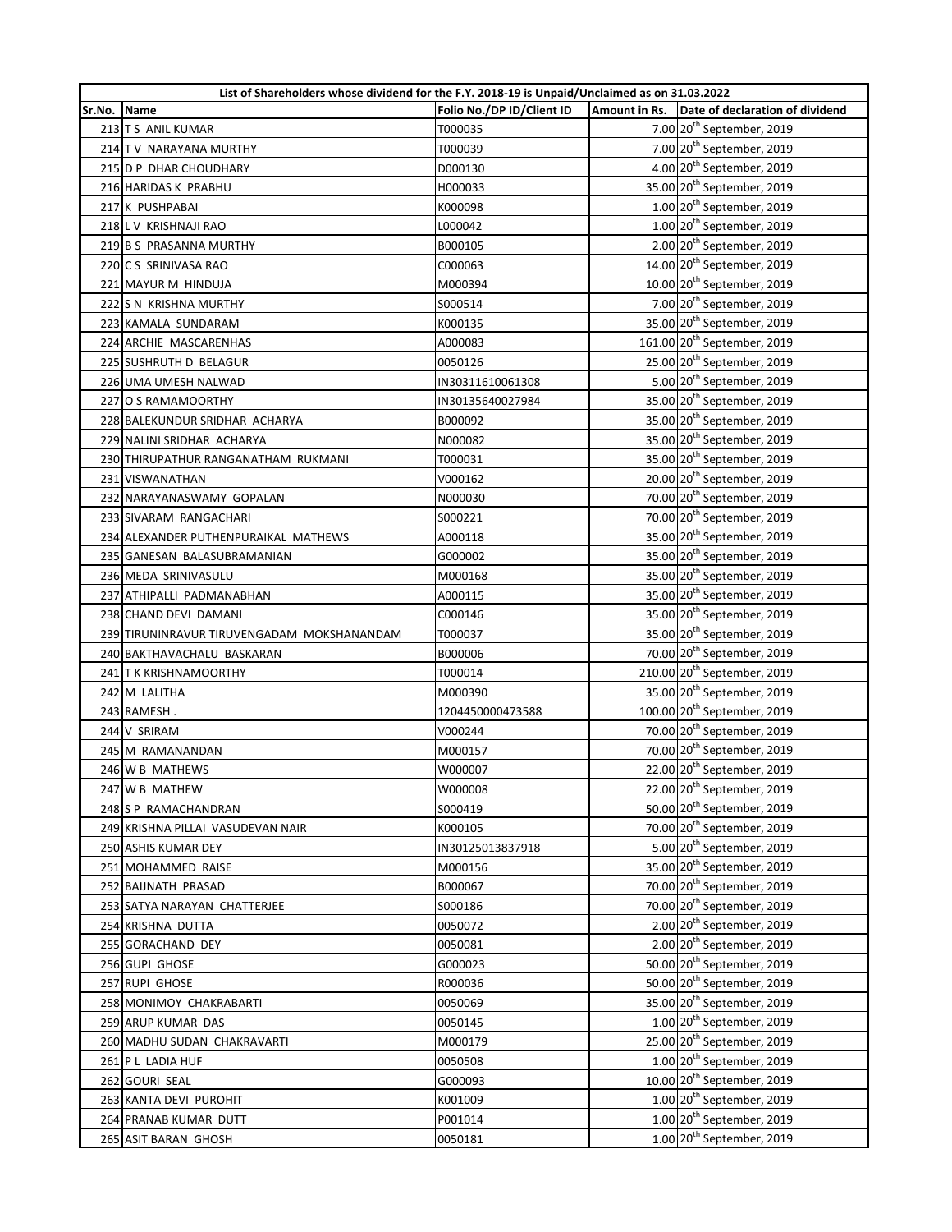| List of Shareholders whose dividend for the F.Y. 2018-19 is Unpaid/Unclaimed as on 31.03.2022 | | | | |
|---|---|---|---|---|
| Sr.No. | Name | Folio No./DP ID/Client ID | Amount in Rs. | Date of declaration of dividend |
| 213 | T S ANIL KUMAR | T000035 | 7.00 | 20th September, 2019 |
| 214 | T V NARAYANA MURTHY | T000039 | 7.00 | 20th September, 2019 |
| 215 | D P DHAR CHOUDHARY | D000130 | 4.00 | 20th September, 2019 |
| 216 | HARIDAS K PRABHU | H000033 | 35.00 | 20th September, 2019 |
| 217 | K PUSHPABAI | K000098 | 1.00 | 20th September, 2019 |
| 218 | L V KRISHNAJI RAO | L000042 | 1.00 | 20th September, 2019 |
| 219 | B S PRASANNA MURTHY | B000105 | 2.00 | 20th September, 2019 |
| 220 | C S SRINIVASA RAO | C000063 | 14.00 | 20th September, 2019 |
| 221 | MAYUR M HINDUJA | M000394 | 10.00 | 20th September, 2019 |
| 222 | S N KRISHNA MURTHY | S000514 | 7.00 | 20th September, 2019 |
| 223 | KAMALA SUNDARAM | K000135 | 35.00 | 20th September, 2019 |
| 224 | ARCHIE MASCARENHAS | A000083 | 161.00 | 20th September, 2019 |
| 225 | SUSHRUTH D BELAGUR | 0050126 | 25.00 | 20th September, 2019 |
| 226 | UMA UMESH NALWAD | IN30311610061308 | 5.00 | 20th September, 2019 |
| 227 | O S RAMAMOORTHY | IN30135640027984 | 35.00 | 20th September, 2019 |
| 228 | BALEKUNDUR SRIDHAR ACHARYA | B000092 | 35.00 | 20th September, 2019 |
| 229 | NALINI SRIDHAR ACHARYA | N000082 | 35.00 | 20th September, 2019 |
| 230 | THIRUPATHUR RANGANATHAM RUKMANI | T000031 | 35.00 | 20th September, 2019 |
| 231 | VISWANATHAN | V000162 | 20.00 | 20th September, 2019 |
| 232 | NARAYANASWAMY GOPALAN | N000030 | 70.00 | 20th September, 2019 |
| 233 | SIVARAM RANGACHARI | S000221 | 70.00 | 20th September, 2019 |
| 234 | ALEXANDER PUTHENPURAIKAL MATHEWS | A000118 | 35.00 | 20th September, 2019 |
| 235 | GANESAN BALASUBRAMANIAN | G000002 | 35.00 | 20th September, 2019 |
| 236 | MEDA SRINIVASULU | M000168 | 35.00 | 20th September, 2019 |
| 237 | ATHIPALLI PADMANABHAN | A000115 | 35.00 | 20th September, 2019 |
| 238 | CHAND DEVI DAMANI | C000146 | 35.00 | 20th September, 2019 |
| 239 | TIRUNINRAVUR TIRUVENGADAM MOKSHANANDAM | T000037 | 35.00 | 20th September, 2019 |
| 240 | BAKTHAVACHALU BASKARAN | B000006 | 70.00 | 20th September, 2019 |
| 241 | T K KRISHNAMOORTHY | T000014 | 210.00 | 20th September, 2019 |
| 242 | M LALITHA | M000390 | 35.00 | 20th September, 2019 |
| 243 | RAMESH . | 1204450000473588 | 100.00 | 20th September, 2019 |
| 244 | V SRIRAM | V000244 | 70.00 | 20th September, 2019 |
| 245 | M RAMANANDAN | M000157 | 70.00 | 20th September, 2019 |
| 246 | W B MATHEWS | W000007 | 22.00 | 20th September, 2019 |
| 247 | W B MATHEW | W000008 | 22.00 | 20th September, 2019 |
| 248 | S P RAMACHANDRAN | S000419 | 50.00 | 20th September, 2019 |
| 249 | KRISHNA PILLAI VASUDEVAN NAIR | K000105 | 70.00 | 20th September, 2019 |
| 250 | ASHIS KUMAR DEY | IN30125013837918 | 5.00 | 20th September, 2019 |
| 251 | MOHAMMED RAISE | M000156 | 35.00 | 20th September, 2019 |
| 252 | BAIJNATH PRASAD | B000067 | 70.00 | 20th September, 2019 |
| 253 | SATYA NARAYAN CHATTERJEE | S000186 | 70.00 | 20th September, 2019 |
| 254 | KRISHNA DUTTA | 0050072 | 2.00 | 20th September, 2019 |
| 255 | GORACHAND DEY | 0050081 | 2.00 | 20th September, 2019 |
| 256 | GUPI GHOSE | G000023 | 50.00 | 20th September, 2019 |
| 257 | RUPI GHOSE | R000036 | 50.00 | 20th September, 2019 |
| 258 | MONIMOY CHAKRABARTI | 0050069 | 35.00 | 20th September, 2019 |
| 259 | ARUP KUMAR DAS | 0050145 | 1.00 | 20th September, 2019 |
| 260 | MADHU SUDAN CHAKRAVARTI | M000179 | 25.00 | 20th September, 2019 |
| 261 | P L LADIA HUF | 0050508 | 1.00 | 20th September, 2019 |
| 262 | GOURI SEAL | G000093 | 10.00 | 20th September, 2019 |
| 263 | KANTA DEVI PUROHIT | K001009 | 1.00 | 20th September, 2019 |
| 264 | PRANAB KUMAR DUTT | P001014 | 1.00 | 20th September, 2019 |
| 265 | ASIT BARAN GHOSH | 0050181 | 1.00 | 20th September, 2019 |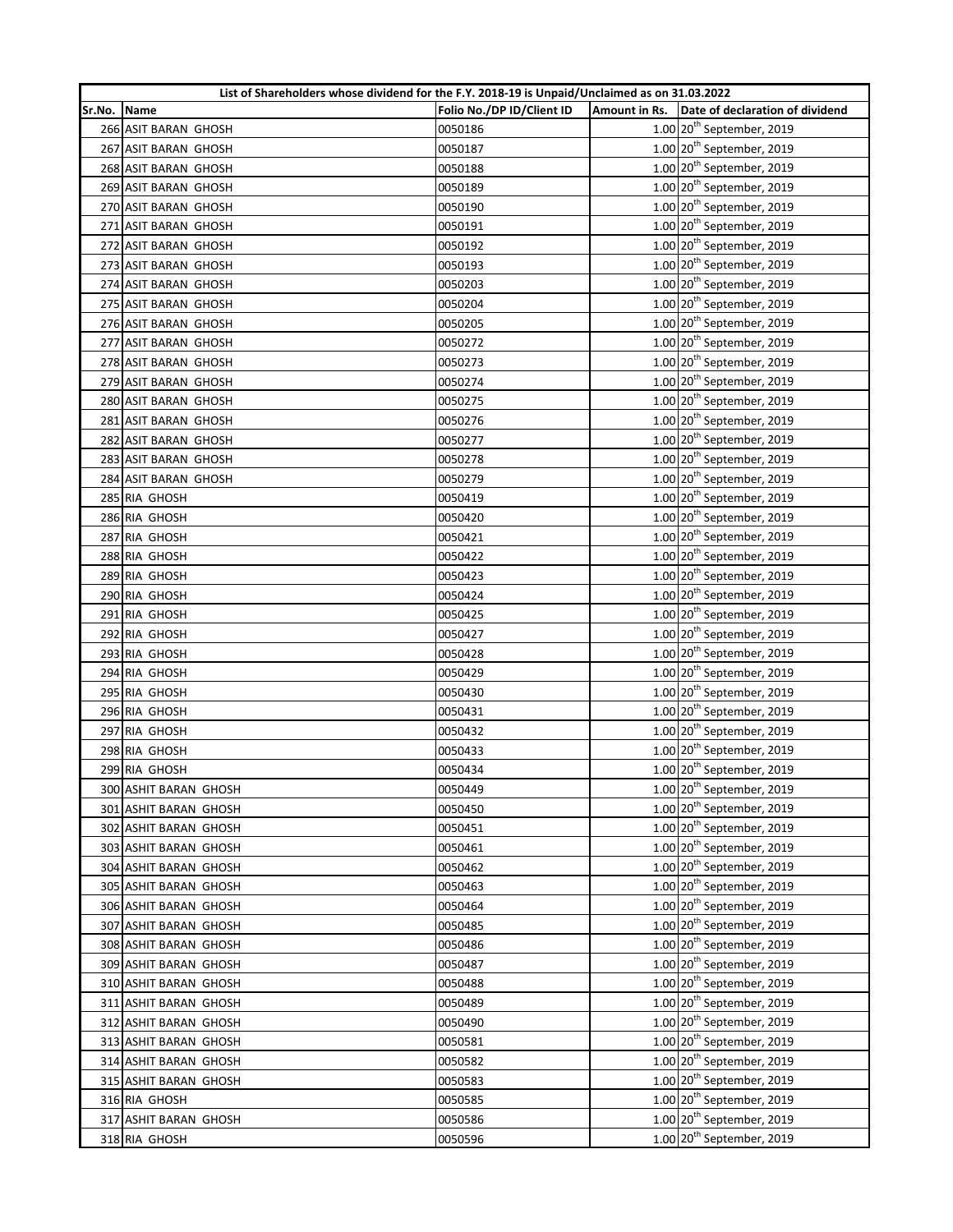| List of Shareholders whose dividend for the F.Y. 2018-19 is Unpaid/Unclaimed as on 31.03.2022 | | | | |
|---|---|---|---|---|
| Sr.No. | Name | Folio No./DP ID/Client ID | Amount in Rs. | Date of declaration of dividend |
| 266 | ASIT BARAN GHOSH | 0050186 | 1.00 | 20th September, 2019 |
| 267 | ASIT BARAN GHOSH | 0050187 | 1.00 | 20th September, 2019 |
| 268 | ASIT BARAN GHOSH | 0050188 | 1.00 | 20th September, 2019 |
| 269 | ASIT BARAN GHOSH | 0050189 | 1.00 | 20th September, 2019 |
| 270 | ASIT BARAN GHOSH | 0050190 | 1.00 | 20th September, 2019 |
| 271 | ASIT BARAN GHOSH | 0050191 | 1.00 | 20th September, 2019 |
| 272 | ASIT BARAN GHOSH | 0050192 | 1.00 | 20th September, 2019 |
| 273 | ASIT BARAN GHOSH | 0050193 | 1.00 | 20th September, 2019 |
| 274 | ASIT BARAN GHOSH | 0050203 | 1.00 | 20th September, 2019 |
| 275 | ASIT BARAN GHOSH | 0050204 | 1.00 | 20th September, 2019 |
| 276 | ASIT BARAN GHOSH | 0050205 | 1.00 | 20th September, 2019 |
| 277 | ASIT BARAN GHOSH | 0050272 | 1.00 | 20th September, 2019 |
| 278 | ASIT BARAN GHOSH | 0050273 | 1.00 | 20th September, 2019 |
| 279 | ASIT BARAN GHOSH | 0050274 | 1.00 | 20th September, 2019 |
| 280 | ASIT BARAN GHOSH | 0050275 | 1.00 | 20th September, 2019 |
| 281 | ASIT BARAN GHOSH | 0050276 | 1.00 | 20th September, 2019 |
| 282 | ASIT BARAN GHOSH | 0050277 | 1.00 | 20th September, 2019 |
| 283 | ASIT BARAN GHOSH | 0050278 | 1.00 | 20th September, 2019 |
| 284 | ASIT BARAN GHOSH | 0050279 | 1.00 | 20th September, 2019 |
| 285 | RIA GHOSH | 0050419 | 1.00 | 20th September, 2019 |
| 286 | RIA GHOSH | 0050420 | 1.00 | 20th September, 2019 |
| 287 | RIA GHOSH | 0050421 | 1.00 | 20th September, 2019 |
| 288 | RIA GHOSH | 0050422 | 1.00 | 20th September, 2019 |
| 289 | RIA GHOSH | 0050423 | 1.00 | 20th September, 2019 |
| 290 | RIA GHOSH | 0050424 | 1.00 | 20th September, 2019 |
| 291 | RIA GHOSH | 0050425 | 1.00 | 20th September, 2019 |
| 292 | RIA GHOSH | 0050427 | 1.00 | 20th September, 2019 |
| 293 | RIA GHOSH | 0050428 | 1.00 | 20th September, 2019 |
| 294 | RIA GHOSH | 0050429 | 1.00 | 20th September, 2019 |
| 295 | RIA GHOSH | 0050430 | 1.00 | 20th September, 2019 |
| 296 | RIA GHOSH | 0050431 | 1.00 | 20th September, 2019 |
| 297 | RIA GHOSH | 0050432 | 1.00 | 20th September, 2019 |
| 298 | RIA GHOSH | 0050433 | 1.00 | 20th September, 2019 |
| 299 | RIA GHOSH | 0050434 | 1.00 | 20th September, 2019 |
| 300 | ASHIT BARAN GHOSH | 0050449 | 1.00 | 20th September, 2019 |
| 301 | ASHIT BARAN GHOSH | 0050450 | 1.00 | 20th September, 2019 |
| 302 | ASHIT BARAN GHOSH | 0050451 | 1.00 | 20th September, 2019 |
| 303 | ASHIT BARAN GHOSH | 0050461 | 1.00 | 20th September, 2019 |
| 304 | ASHIT BARAN GHOSH | 0050462 | 1.00 | 20th September, 2019 |
| 305 | ASHIT BARAN GHOSH | 0050463 | 1.00 | 20th September, 2019 |
| 306 | ASHIT BARAN GHOSH | 0050464 | 1.00 | 20th September, 2019 |
| 307 | ASHIT BARAN GHOSH | 0050485 | 1.00 | 20th September, 2019 |
| 308 | ASHIT BARAN GHOSH | 0050486 | 1.00 | 20th September, 2019 |
| 309 | ASHIT BARAN GHOSH | 0050487 | 1.00 | 20th September, 2019 |
| 310 | ASHIT BARAN GHOSH | 0050488 | 1.00 | 20th September, 2019 |
| 311 | ASHIT BARAN GHOSH | 0050489 | 1.00 | 20th September, 2019 |
| 312 | ASHIT BARAN GHOSH | 0050490 | 1.00 | 20th September, 2019 |
| 313 | ASHIT BARAN GHOSH | 0050581 | 1.00 | 20th September, 2019 |
| 314 | ASHIT BARAN GHOSH | 0050582 | 1.00 | 20th September, 2019 |
| 315 | ASHIT BARAN GHOSH | 0050583 | 1.00 | 20th September, 2019 |
| 316 | RIA GHOSH | 0050585 | 1.00 | 20th September, 2019 |
| 317 | ASHIT BARAN GHOSH | 0050586 | 1.00 | 20th September, 2019 |
| 318 | RIA GHOSH | 0050596 | 1.00 | 20th September, 2019 |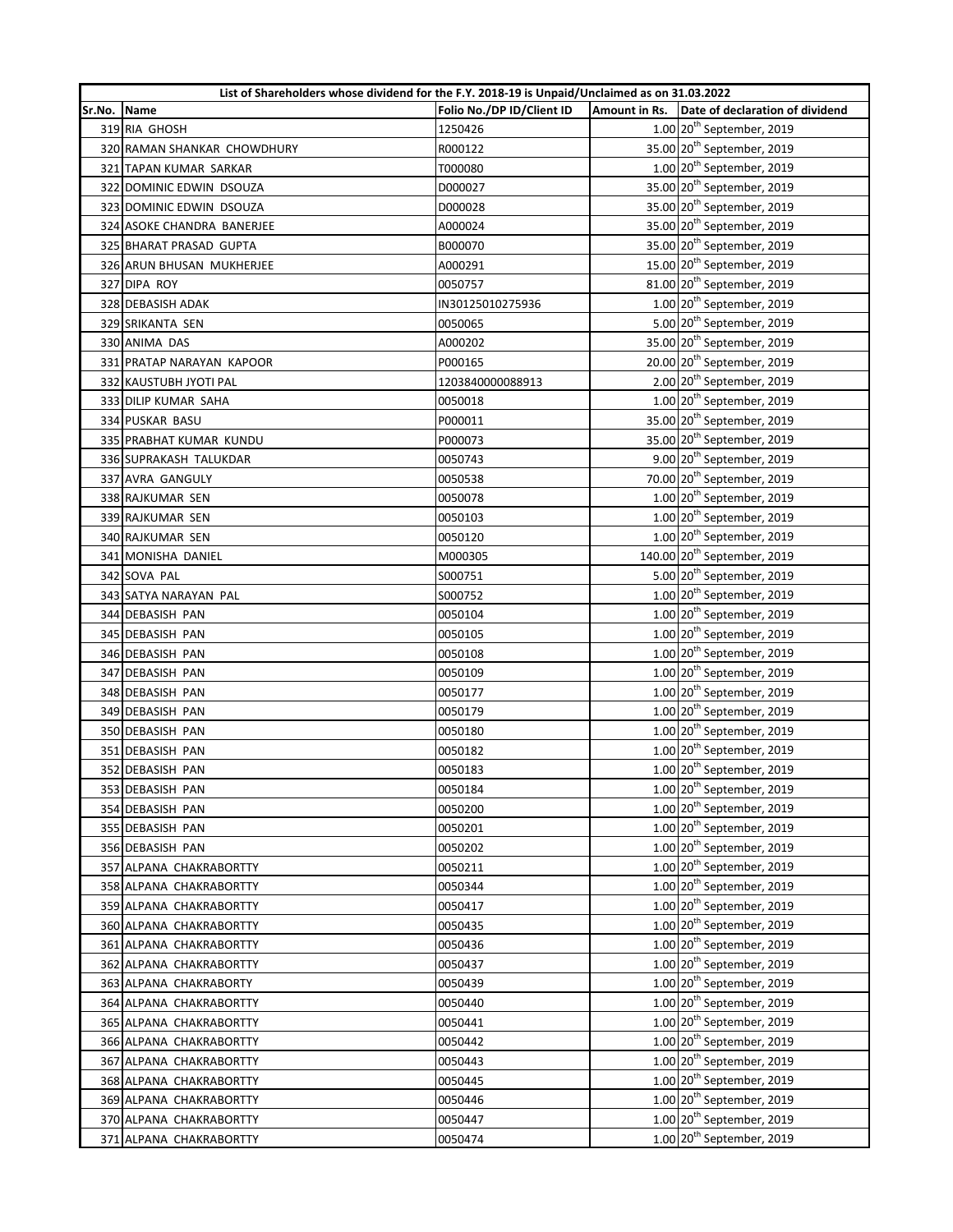| List of Shareholders whose dividend for the F.Y. 2018-19 is Unpaid/Unclaimed as on 31.03.2022 | | | | |
|---|---|---|---|---|
| Sr.No. | Name | Folio No./DP ID/Client ID | Amount in Rs. | Date of declaration of dividend |
| 319 | RIA GHOSH | 1250426 | 1.00 | 20th September, 2019 |
| 320 | RAMAN SHANKAR CHOWDHURY | R000122 | 35.00 | 20th September, 2019 |
| 321 | TAPAN KUMAR SARKAR | T000080 | 1.00 | 20th September, 2019 |
| 322 | DOMINIC EDWIN DSOUZA | D000027 | 35.00 | 20th September, 2019 |
| 323 | DOMINIC EDWIN DSOUZA | D000028 | 35.00 | 20th September, 2019 |
| 324 | ASOKE CHANDRA BANERJEE | A000024 | 35.00 | 20th September, 2019 |
| 325 | BHARAT PRASAD GUPTA | B000070 | 35.00 | 20th September, 2019 |
| 326 | ARUN BHUSAN MUKHERJEE | A000291 | 15.00 | 20th September, 2019 |
| 327 | DIPA ROY | 0050757 | 81.00 | 20th September, 2019 |
| 328 | DEBASISH ADAK | IN30125010275936 | 1.00 | 20th September, 2019 |
| 329 | SRIKANTA SEN | 0050065 | 5.00 | 20th September, 2019 |
| 330 | ANIMA DAS | A000202 | 35.00 | 20th September, 2019 |
| 331 | PRATAP NARAYAN KAPOOR | P000165 | 20.00 | 20th September, 2019 |
| 332 | KAUSTUBH JYOTI PAL | 1203840000088913 | 2.00 | 20th September, 2019 |
| 333 | DILIP KUMAR SAHA | 0050018 | 1.00 | 20th September, 2019 |
| 334 | PUSKAR BASU | P000011 | 35.00 | 20th September, 2019 |
| 335 | PRABHAT KUMAR KUNDU | P000073 | 35.00 | 20th September, 2019 |
| 336 | SUPRAKASH TALUKDAR | 0050743 | 9.00 | 20th September, 2019 |
| 337 | AVRA GANGULY | 0050538 | 70.00 | 20th September, 2019 |
| 338 | RAJKUMAR SEN | 0050078 | 1.00 | 20th September, 2019 |
| 339 | RAJKUMAR SEN | 0050103 | 1.00 | 20th September, 2019 |
| 340 | RAJKUMAR SEN | 0050120 | 1.00 | 20th September, 2019 |
| 341 | MONISHA DANIEL | M000305 | 140.00 | 20th September, 2019 |
| 342 | SOVA PAL | S000751 | 5.00 | 20th September, 2019 |
| 343 | SATYA NARAYAN PAL | S000752 | 1.00 | 20th September, 2019 |
| 344 | DEBASISH PAN | 0050104 | 1.00 | 20th September, 2019 |
| 345 | DEBASISH PAN | 0050105 | 1.00 | 20th September, 2019 |
| 346 | DEBASISH PAN | 0050108 | 1.00 | 20th September, 2019 |
| 347 | DEBASISH PAN | 0050109 | 1.00 | 20th September, 2019 |
| 348 | DEBASISH PAN | 0050177 | 1.00 | 20th September, 2019 |
| 349 | DEBASISH PAN | 0050179 | 1.00 | 20th September, 2019 |
| 350 | DEBASISH PAN | 0050180 | 1.00 | 20th September, 2019 |
| 351 | DEBASISH PAN | 0050182 | 1.00 | 20th September, 2019 |
| 352 | DEBASISH PAN | 0050183 | 1.00 | 20th September, 2019 |
| 353 | DEBASISH PAN | 0050184 | 1.00 | 20th September, 2019 |
| 354 | DEBASISH PAN | 0050200 | 1.00 | 20th September, 2019 |
| 355 | DEBASISH PAN | 0050201 | 1.00 | 20th September, 2019 |
| 356 | DEBASISH PAN | 0050202 | 1.00 | 20th September, 2019 |
| 357 | ALPANA CHAKRABORTTY | 0050211 | 1.00 | 20th September, 2019 |
| 358 | ALPANA CHAKRABORTTY | 0050344 | 1.00 | 20th September, 2019 |
| 359 | ALPANA CHAKRABORTTY | 0050417 | 1.00 | 20th September, 2019 |
| 360 | ALPANA CHAKRABORTTY | 0050435 | 1.00 | 20th September, 2019 |
| 361 | ALPANA CHAKRABORTTY | 0050436 | 1.00 | 20th September, 2019 |
| 362 | ALPANA CHAKRABORTTY | 0050437 | 1.00 | 20th September, 2019 |
| 363 | ALPANA CHAKRABORTY | 0050439 | 1.00 | 20th September, 2019 |
| 364 | ALPANA CHAKRABORTTY | 0050440 | 1.00 | 20th September, 2019 |
| 365 | ALPANA CHAKRABORTTY | 0050441 | 1.00 | 20th September, 2019 |
| 366 | ALPANA CHAKRABORTTY | 0050442 | 1.00 | 20th September, 2019 |
| 367 | ALPANA CHAKRABORTTY | 0050443 | 1.00 | 20th September, 2019 |
| 368 | ALPANA CHAKRABORTTY | 0050445 | 1.00 | 20th September, 2019 |
| 369 | ALPANA CHAKRABORTTY | 0050446 | 1.00 | 20th September, 2019 |
| 370 | ALPANA CHAKRABORTTY | 0050447 | 1.00 | 20th September, 2019 |
| 371 | ALPANA CHAKRABORTTY | 0050474 | 1.00 | 20th September, 2019 |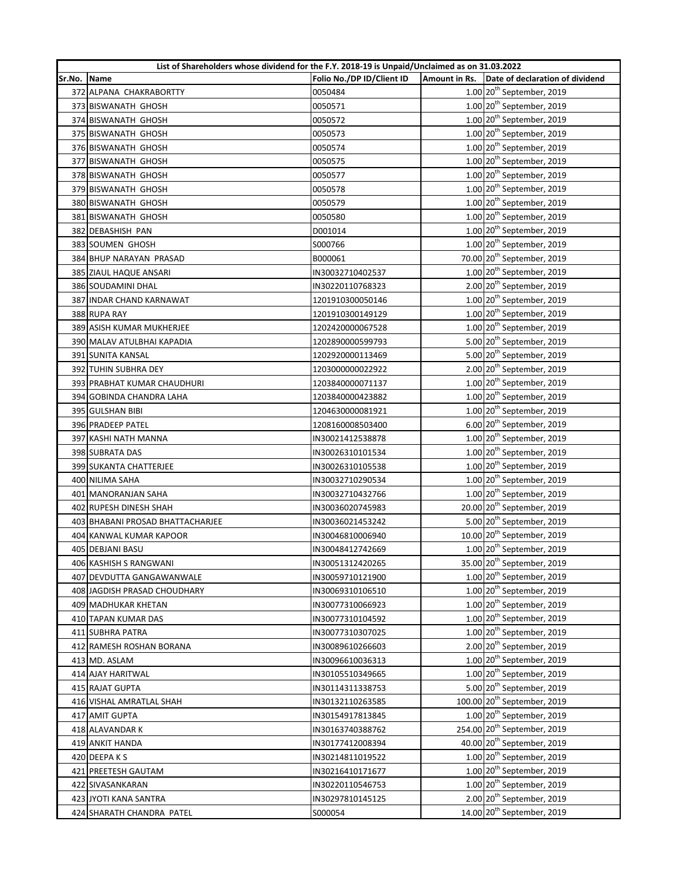| List of Shareholders whose dividend for the F.Y. 2018-19 is Unpaid/Unclaimed as on 31.03.2022 | | | | |
|---|---|---|---|---|
| Sr.No. | Name | Folio No./DP ID/Client ID | Amount in Rs. | Date of declaration of dividend |
| 372 | ALPANA CHAKRABORTTY | 0050484 | 1.00 | 20th September, 2019 |
| 373 | BISWANATH GHOSH | 0050571 | 1.00 | 20th September, 2019 |
| 374 | BISWANATH GHOSH | 0050572 | 1.00 | 20th September, 2019 |
| 375 | BISWANATH GHOSH | 0050573 | 1.00 | 20th September, 2019 |
| 376 | BISWANATH GHOSH | 0050574 | 1.00 | 20th September, 2019 |
| 377 | BISWANATH GHOSH | 0050575 | 1.00 | 20th September, 2019 |
| 378 | BISWANATH GHOSH | 0050577 | 1.00 | 20th September, 2019 |
| 379 | BISWANATH GHOSH | 0050578 | 1.00 | 20th September, 2019 |
| 380 | BISWANATH GHOSH | 0050579 | 1.00 | 20th September, 2019 |
| 381 | BISWANATH GHOSH | 0050580 | 1.00 | 20th September, 2019 |
| 382 | DEBASHISH PAN | D001014 | 1.00 | 20th September, 2019 |
| 383 | SOUMEN GHOSH | S000766 | 1.00 | 20th September, 2019 |
| 384 | BHUP NARAYAN PRASAD | B000061 | 70.00 | 20th September, 2019 |
| 385 | ZIAUL HAQUE ANSARI | IN30032710402537 | 1.00 | 20th September, 2019 |
| 386 | SOUDAMINI DHAL | IN30220110768323 | 2.00 | 20th September, 2019 |
| 387 | INDAR CHAND KARNAWAT | 1201910300050146 | 1.00 | 20th September, 2019 |
| 388 | RUPA RAY | 1201910300149129 | 1.00 | 20th September, 2019 |
| 389 | ASISH KUMAR MUKHERJEE | 1202420000067528 | 1.00 | 20th September, 2019 |
| 390 | MALAV ATULBHAI KAPADIA | 1202890000599793 | 5.00 | 20th September, 2019 |
| 391 | SUNITA KANSAL | 1202920000113469 | 5.00 | 20th September, 2019 |
| 392 | TUHIN SUBHRA DEY | 1203000000022922 | 2.00 | 20th September, 2019 |
| 393 | PRABHAT KUMAR CHAUDHURI | 1203840000071137 | 1.00 | 20th September, 2019 |
| 394 | GOBINDA CHANDRA LAHA | 1203840000423882 | 1.00 | 20th September, 2019 |
| 395 | GULSHAN BIBI | 1204630000081921 | 1.00 | 20th September, 2019 |
| 396 | PRADEEP PATEL | 1208160008503400 | 6.00 | 20th September, 2019 |
| 397 | KASHI NATH MANNA | IN30021412538878 | 1.00 | 20th September, 2019 |
| 398 | SUBRATA DAS | IN30026310101534 | 1.00 | 20th September, 2019 |
| 399 | SUKANTA CHATTERJEE | IN30026310105538 | 1.00 | 20th September, 2019 |
| 400 | NILIMA SAHA | IN30032710290534 | 1.00 | 20th September, 2019 |
| 401 | MANORANJAN SAHA | IN30032710432766 | 1.00 | 20th September, 2019 |
| 402 | RUPESH DINESH SHAH | IN30036020745983 | 20.00 | 20th September, 2019 |
| 403 | BHABANI PROSAD BHATTACHARJEE | IN30036021453242 | 5.00 | 20th September, 2019 |
| 404 | KANWAL KUMAR KAPOOR | IN30046810006940 | 10.00 | 20th September, 2019 |
| 405 | DEBJANI BASU | IN30048412742669 | 1.00 | 20th September, 2019 |
| 406 | KASHISH S RANGWANI | IN30051312420265 | 35.00 | 20th September, 2019 |
| 407 | DEVDUTTA GANGAWANWALE | IN30059710121900 | 1.00 | 20th September, 2019 |
| 408 | JAGDISH PRASAD CHOUDHARY | IN30069310106510 | 1.00 | 20th September, 2019 |
| 409 | MADHUKAR KHETAN | IN30077310066923 | 1.00 | 20th September, 2019 |
| 410 | TAPAN KUMAR DAS | IN30077310104592 | 1.00 | 20th September, 2019 |
| 411 | SUBHRA PATRA | IN30077310307025 | 1.00 | 20th September, 2019 |
| 412 | RAMESH ROSHAN BORANA | IN30089610266603 | 2.00 | 20th September, 2019 |
| 413 | MD. ASLAM | IN30096610036313 | 1.00 | 20th September, 2019 |
| 414 | AJAY HARITWAL | IN30105510349665 | 1.00 | 20th September, 2019 |
| 415 | RAJAT GUPTA | IN30114311338753 | 5.00 | 20th September, 2019 |
| 416 | VISHAL AMRATLAL SHAH | IN30132110263585 | 100.00 | 20th September, 2019 |
| 417 | AMIT GUPTA | IN30154917813845 | 1.00 | 20th September, 2019 |
| 418 | ALAVANDAR K | IN30163740388762 | 254.00 | 20th September, 2019 |
| 419 | ANKIT HANDA | IN30177412008394 | 40.00 | 20th September, 2019 |
| 420 | DEEPA K S | IN30214811019522 | 1.00 | 20th September, 2019 |
| 421 | PREETESH GAUTAM | IN30216410171677 | 1.00 | 20th September, 2019 |
| 422 | SIVASANKARAN | IN30220110546753 | 1.00 | 20th September, 2019 |
| 423 | JYOTI KANA SANTRA | IN30297810145125 | 2.00 | 20th September, 2019 |
| 424 | SHARATH CHANDRA PATEL | S000054 | 14.00 | 20th September, 2019 |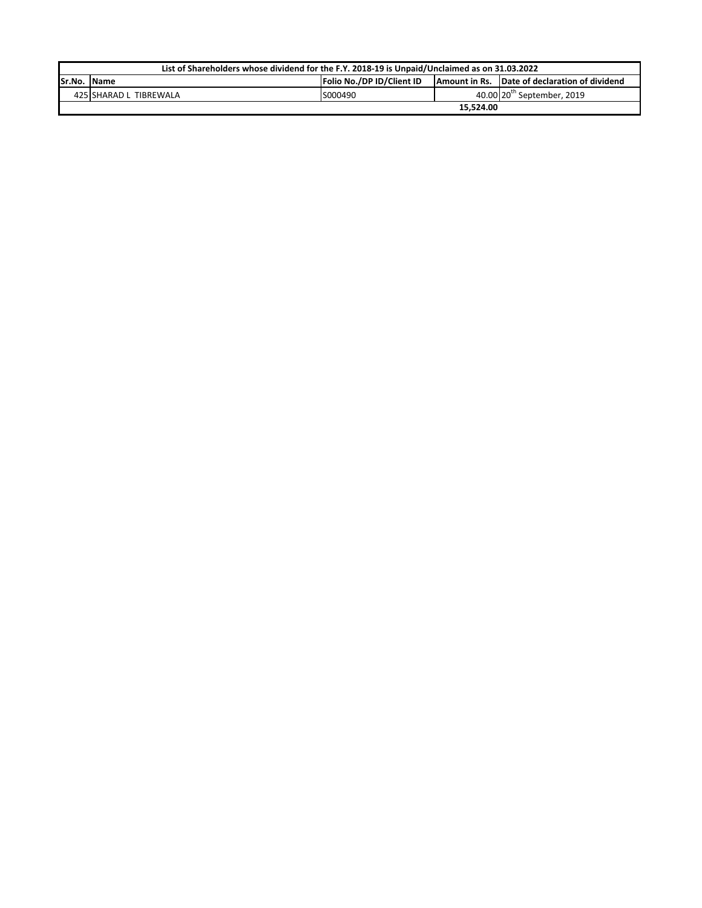| List of Shareholders whose dividend for the F.Y. 2018-19 is Unpaid/Unclaimed as on 31.03.2022 | | | | |
|---|---|---|---|---|
| **Sr.No.** | **Name** | **Folio No./DP ID/Client ID** | **Amount in Rs.** | **Date of declaration of dividend** |
| 425 | SHARAD L TIBREWALA | S000490 | 40.00 | 20th September, 2019 |
| | | | **15,524.00** | |